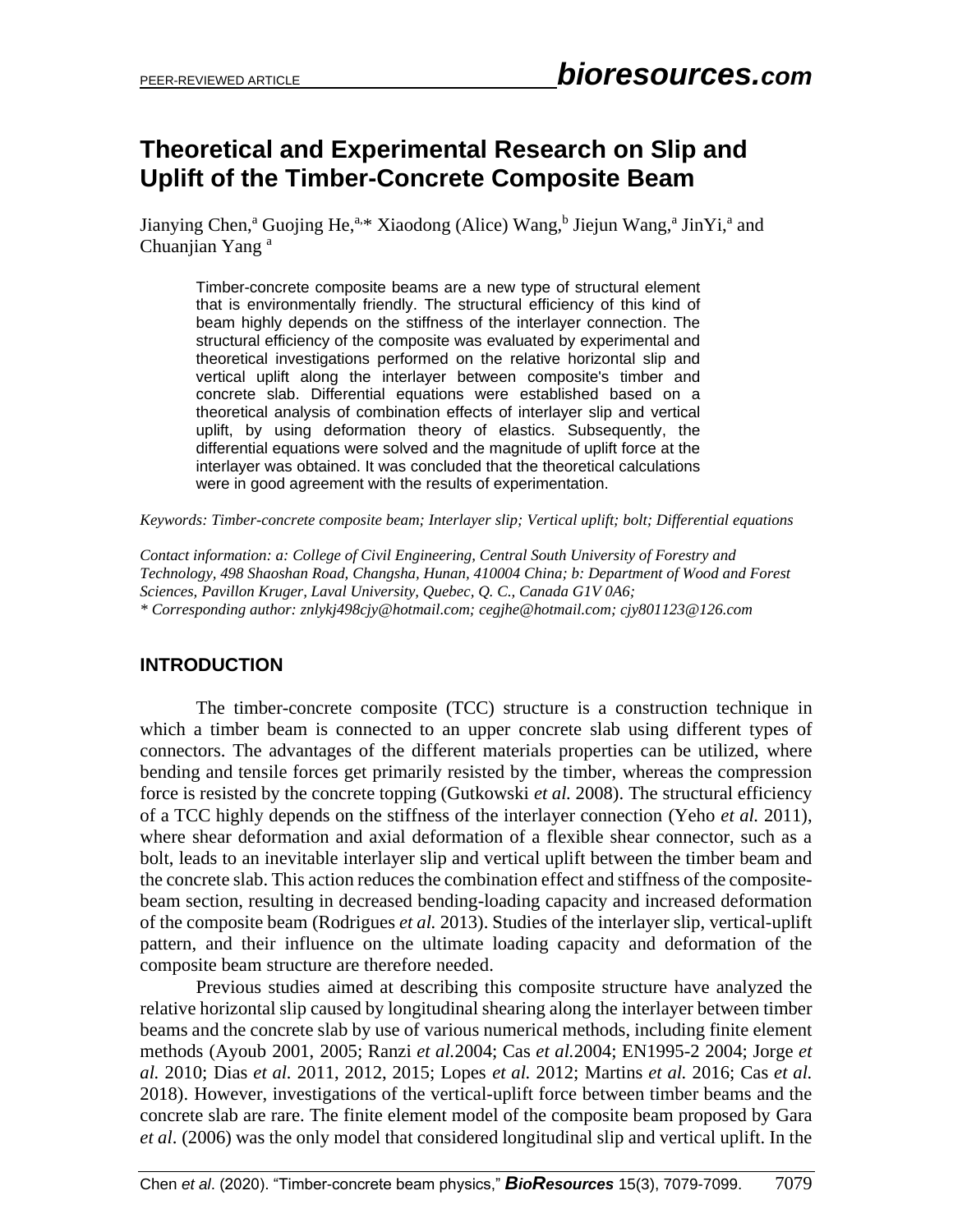# Theoretical and Experimental Research on Slip and Uplift of the Timber-Concrete Composite Beam

Jianying Chen,[a] Guojing He,[a,*] Xiaodong (Alice) Wang,[b] Jiejun Wang,[a] JinYi,[a] and Chuanjian Yang [a]

> Timber-concrete composite beams are a new type of structural element that is environmentally friendly. The structural efficiency of this kind of beam highly depends on the stiffness of the interlayer connection. The structural efficiency of the composite was evaluated by experimental and theoretical investigations performed on the relative horizontal slip and vertical uplift along the interlayer between composite's timber and concrete slab. Differential equations were established based on a theoretical analysis of combination effects of interlayer slip and vertical uplift, by using deformation theory of elastics. Subsequently, the differential equations were solved and the magnitude of uplift force at the interlayer was obtained. It was concluded that the theoretical calculations were in good agreement with the results of experimentation.

*Keywords: Timber-concrete composite beam; Interlayer slip; Vertical uplift; bolt; Differential equations*

*Contact information: a: College of Civil Engineering, Central South University of Forestry and Technology, 498 Shaoshan Road, Changsha, Hunan, 410004 China; b: Department of Wood and Forest Sciences, Pavillon Kruger, Laval University, Quebec, Q. C., Canada G1V 0A6;*
*\* Corresponding author: znlykj498cjy@hotmail.com; cegjhe@hotmail.com; cjy801123@126.com*

## INTRODUCTION

The timber-concrete composite (TCC) structure is a construction technique in which a timber beam is connected to an upper concrete slab using different types of connectors. The advantages of the different materials properties can be utilized, where bending and tensile forces get primarily resisted by the timber, whereas the compression force is resisted by the concrete topping (Gutkowski *et al.* 2008). The structural efficiency of a TCC highly depends on the stiffness of the interlayer connection (Yeho *et al.* 2011), where shear deformation and axial deformation of a flexible shear connector, such as a bolt, leads to an inevitable interlayer slip and vertical uplift between the timber beam and the concrete slab. This action reduces the combination effect and stiffness of the composite-beam section, resulting in decreased bending-loading capacity and increased deformation of the composite beam (Rodrigues *et al.* 2013). Studies of the interlayer slip, vertical-uplift pattern, and their influence on the ultimate loading capacity and deformation of the composite beam structure are therefore needed.

Previous studies aimed at describing this composite structure have analyzed the relative horizontal slip caused by longitudinal shearing along the interlayer between timber beams and the concrete slab by use of various numerical methods, including finite element methods (Ayoub 2001, 2005; Ranzi *et al.*2004; Cas *et al.*2004; EN1995-2 2004; Jorge *et al.* 2010; Dias *et al.* 2011, 2012, 2015; Lopes *et al.* 2012; Martins *et al.* 2016; Cas *et al.* 2018). However, investigations of the vertical-uplift force between timber beams and the concrete slab are rare. The finite element model of the composite beam proposed by Gara *et al*. (2006) was the only model that considered longitudinal slip and vertical uplift. In the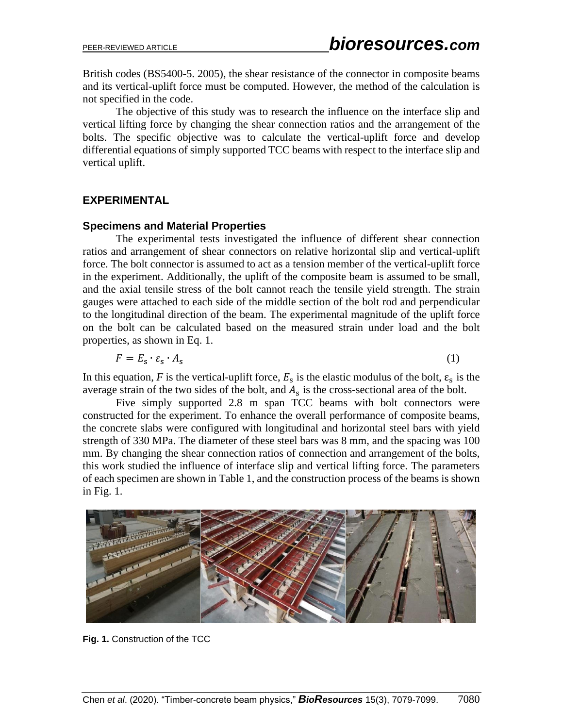British codes (BS5400-5. 2005), the shear resistance of the connector in composite beams and its vertical-uplift force must be computed. However, the method of the calculation is not specified in the code.

The objective of this study was to research the influence on the interface slip and vertical lifting force by changing the shear connection ratios and the arrangement of the bolts. The specific objective was to calculate the vertical-uplift force and develop differential equations of simply supported TCC beams with respect to the interface slip and vertical uplift.

## EXPERIMENTAL

### Specimens and Material Properties

The experimental tests investigated the influence of different shear connection ratios and arrangement of shear connectors on relative horizontal slip and vertical-uplift force. The bolt connector is assumed to act as a tension member of the vertical-uplift force in the experiment. Additionally, the uplift of the composite beam is assumed to be small, and the axial tensile stress of the bolt cannot reach the tensile yield strength. The strain gauges were attached to each side of the middle section of the bolt rod and perpendicular to the longitudinal direction of the beam. The experimental magnitude of the uplift force on the bolt can be calculated based on the measured strain under load and the bolt properties, as shown in Eq. 1.

$$F = E_s \cdot \varepsilon_s \cdot A_s \tag{1}$$

In this equation, $F$ is the vertical-uplift force, $E_s$ is the elastic modulus of the bolt, $\varepsilon_s$ is the average strain of the two sides of the bolt, and $A_s$ is the cross-sectional area of the bolt.

Five simply supported 2.8 m span TCC beams with bolt connectors were constructed for the experiment. To enhance the overall performance of composite beams, the concrete slabs were configured with longitudinal and horizontal steel bars with yield strength of 330 MPa. The diameter of these steel bars was 8 mm, and the spacing was 100 mm. By changing the shear connection ratios of connection and arrangement of the bolts, this work studied the influence of interface slip and vertical lifting force. The parameters of each specimen are shown in Table 1, and the construction process of the beams is shown in Fig. 1.

**Fig. 1.** Construction of the TCC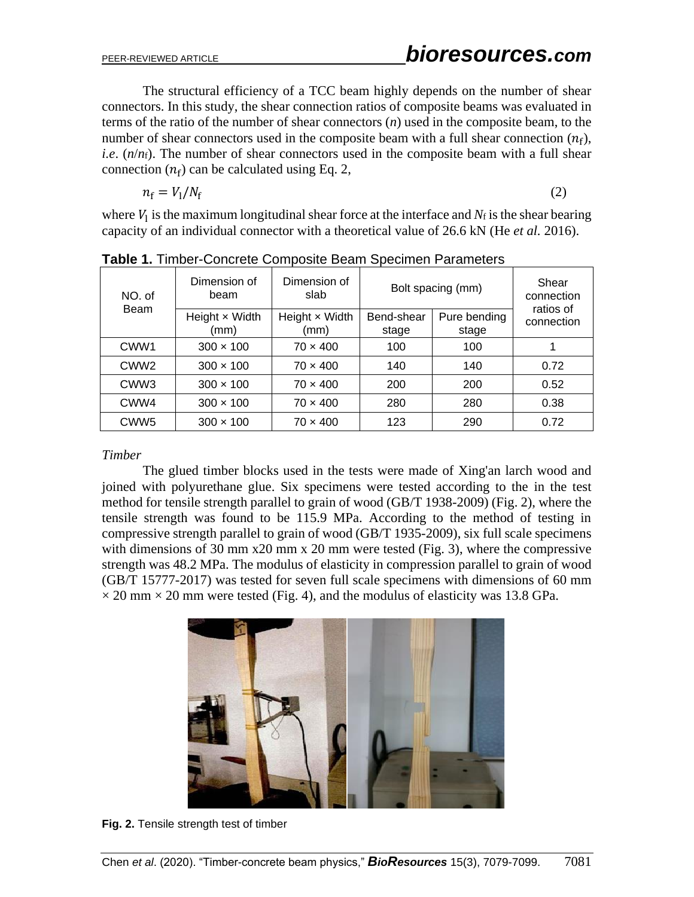The structural efficiency of a TCC beam highly depends on the number of shear connectors. In this study, the shear connection ratios of composite beams was evaluated in terms of the ratio of the number of shear connectors ($n$) used in the composite beam, to the number of shear connectors used in the composite beam with a full shear connection ($n_f$), *i.e.* ($n/n_f$). The number of shear connectors used in the composite beam with a full shear connection ($n_f$) can be calculated using Eq. 2,

$$n_f = V_l / N_f \tag{2}$$

where $V_l$ is the maximum longitudinal shear force at the interface and $N_f$ is the shear bearing capacity of an individual connector with a theoretical value of 26.6 kN (He *et al.* 2016).

**Table 1.** Timber-Concrete Composite Beam Specimen Parameters

| NO. of Beam | Dimension of beam | Dimension of slab | Bolt spacing (mm) | | Shear connection ratios of connection |
|---|---|---|---|---|---|
| | Height × Width (mm) | Height × Width (mm) | Bend-shear stage | Pure bending stage | |
| CWW1 | 300 × 100 | 70 × 400 | 100 | 100 | 1 |
| CWW2 | 300 × 100 | 70 × 400 | 140 | 140 | 0.72 |
| CWW3 | 300 × 100 | 70 × 400 | 200 | 200 | 0.52 |
| CWW4 | 300 × 100 | 70 × 400 | 280 | 280 | 0.38 |
| CWW5 | 300 × 100 | 70 × 400 | 123 | 290 | 0.72 |

*Timber*

The glued timber blocks used in the tests were made of Xing'an larch wood and joined with polyurethane glue. Six specimens were tested according to the in the test method for tensile strength parallel to grain of wood (GB/T 1938-2009) (Fig. 2), where the tensile strength was found to be 115.9 MPa. According to the method of testing in compressive strength parallel to grain of wood (GB/T 1935-2009), six full scale specimens with dimensions of 30 mm x20 mm x 20 mm were tested (Fig. 3), where the compressive strength was 48.2 MPa. The modulus of elasticity in compression parallel to grain of wood (GB/T 15777-2017) was tested for seven full scale specimens with dimensions of 60 mm × 20 mm × 20 mm were tested (Fig. 4), and the modulus of elasticity was 13.8 GPa.

**Fig. 2.** Tensile strength test of timber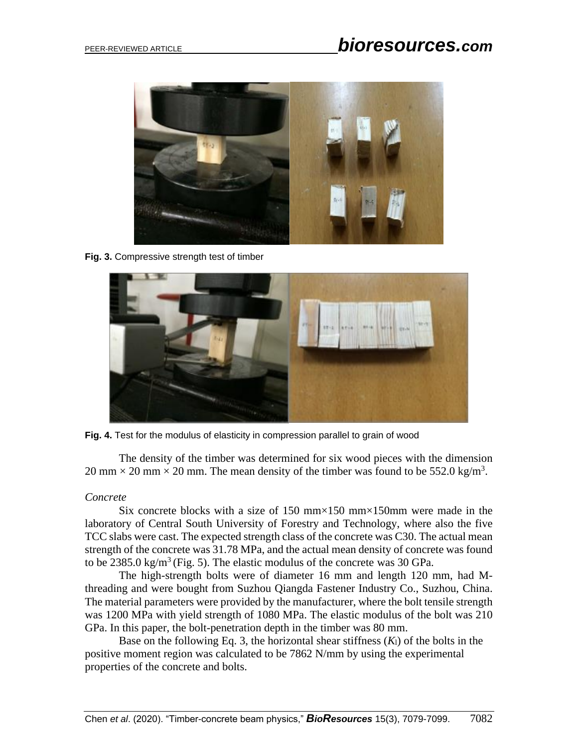**Fig. 3.** Compressive strength test of timber

**Fig. 4.** Test for the modulus of elasticity in compression parallel to grain of wood

The density of the timber was determined for six wood pieces with the dimension 20 mm × 20 mm × 20 mm. The mean density of the timber was found to be 552.0 kg/m$^3$.

*Concrete*

Six concrete blocks with a size of 150 mm×150 mm×150mm were made in the laboratory of Central South University of Forestry and Technology, where also the five TCC slabs were cast. The expected strength class of the concrete was C30. The actual mean strength of the concrete was 31.78 MPa, and the actual mean density of concrete was found to be 2385.0 kg/m$^3$ (Fig. 5). The elastic modulus of the concrete was 30 GPa.

The high-strength bolts were of diameter 16 mm and length 120 mm, had M-threading and were bought from Suzhou Qiangda Fastener Industry Co., Suzhou, China. The material parameters were provided by the manufacturer, where the bolt tensile strength was 1200 MPa with yield strength of 1080 MPa. The elastic modulus of the bolt was 210 GPa. In this paper, the bolt-penetration depth in the timber was 80 mm.

Base on the following Eq. 3, the horizontal shear stiffness ($K_l$) of the bolts in the positive moment region was calculated to be 7862 N/mm by using the experimental properties of the concrete and bolts.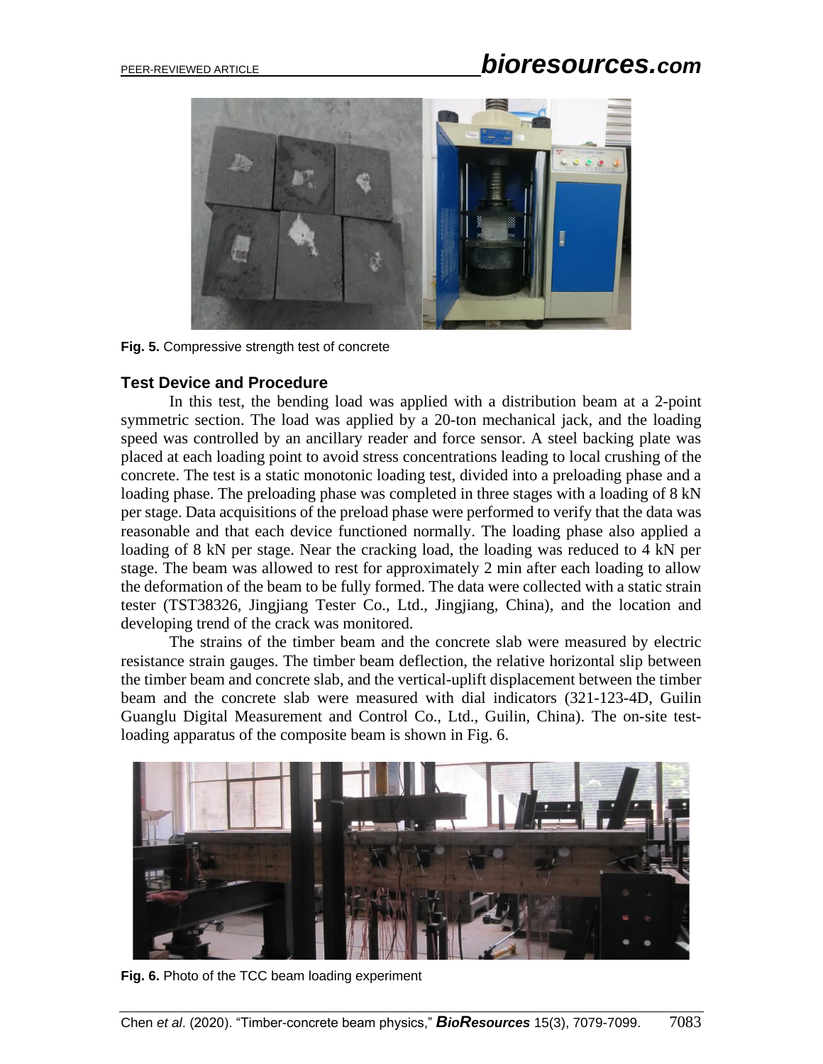Fig. 5. Compressive strength test of concrete

### Test Device and Procedure

In this test, the bending load was applied with a distribution beam at a 2-point symmetric section. The load was applied by a 20-ton mechanical jack, and the loading speed was controlled by an ancillary reader and force sensor. A steel backing plate was placed at each loading point to avoid stress concentrations leading to local crushing of the concrete. The test is a static monotonic loading test, divided into a preloading phase and a loading phase. The preloading phase was completed in three stages with a loading of 8 kN per stage. Data acquisitions of the preload phase were performed to verify that the data was reasonable and that each device functioned normally. The loading phase also applied a loading of 8 kN per stage. Near the cracking load, the loading was reduced to 4 kN per stage. The beam was allowed to rest for approximately 2 min after each loading to allow the deformation of the beam to be fully formed. The data were collected with a static strain tester (TST38326, Jingjiang Tester Co., Ltd., Jingjiang, China), and the location and developing trend of the crack was monitored.

The strains of the timber beam and the concrete slab were measured by electric resistance strain gauges. The timber beam deflection, the relative horizontal slip between the timber beam and concrete slab, and the vertical-uplift displacement between the timber beam and the concrete slab were measured with dial indicators (321-123-4D, Guilin Guanglu Digital Measurement and Control Co., Ltd., Guilin, China). The on-site test-loading apparatus of the composite beam is shown in Fig. 6.

Fig. 6. Photo of the TCC beam loading experiment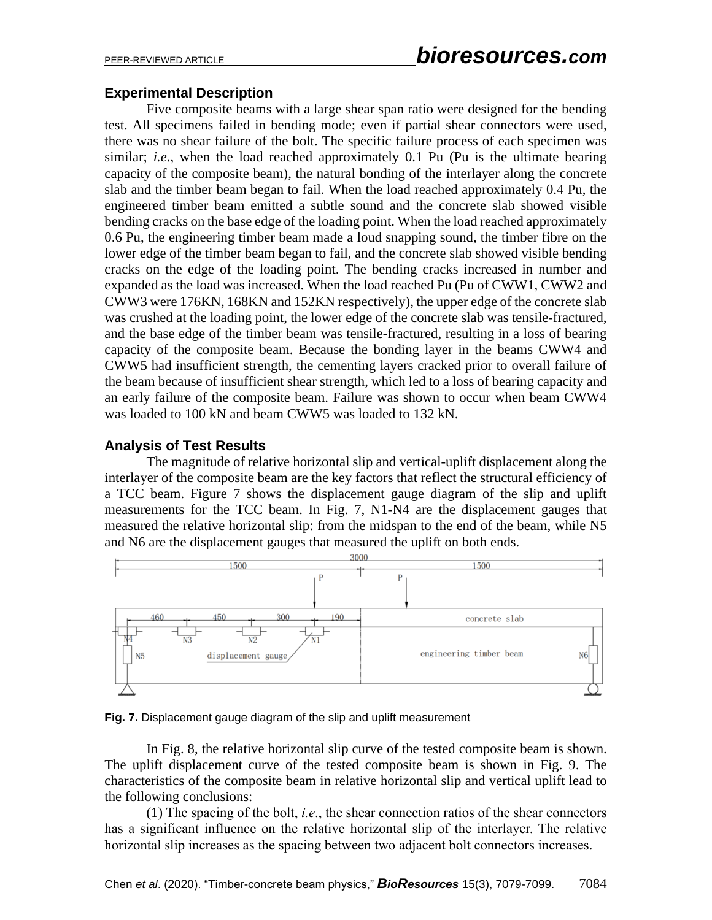### Experimental Description

Five composite beams with a large shear span ratio were designed for the bending test. All specimens failed in bending mode; even if partial shear connectors were used, there was no shear failure of the bolt. The specific failure process of each specimen was similar; *i.e*., when the load reached approximately 0.1 Pu (Pu is the ultimate bearing capacity of the composite beam), the natural bonding of the interlayer along the concrete slab and the timber beam began to fail. When the load reached approximately 0.4 Pu, the engineered timber beam emitted a subtle sound and the concrete slab showed visible bending cracks on the base edge of the loading point. When the load reached approximately 0.6 Pu, the engineering timber beam made a loud snapping sound, the timber fibre on the lower edge of the timber beam began to fail, and the concrete slab showed visible bending cracks on the edge of the loading point. The bending cracks increased in number and expanded as the load was increased. When the load reached Pu (Pu of CWW1, CWW2 and CWW3 were 176KN, 168KN and 152KN respectively), the upper edge of the concrete slab was crushed at the loading point, the lower edge of the concrete slab was tensile-fractured, and the base edge of the timber beam was tensile-fractured, resulting in a loss of bearing capacity of the composite beam. Because the bonding layer in the beams CWW4 and CWW5 had insufficient strength, the cementing layers cracked prior to overall failure of the beam because of insufficient shear strength, which led to a loss of bearing capacity and an early failure of the composite beam. Failure was shown to occur when beam CWW4 was loaded to 100 kN and beam CWW5 was loaded to 132 kN.

### Analysis of Test Results

The magnitude of relative horizontal slip and vertical-uplift displacement along the interlayer of the composite beam are the key factors that reflect the structural efficiency of a TCC beam. Figure 7 shows the displacement gauge diagram of the slip and uplift measurements for the TCC beam. In Fig. 7, N1-N4 are the displacement gauges that measured the relative horizontal slip: from the midspan to the end of the beam, while N5 and N6 are the displacement gauges that measured the uplift on both ends.

**Fig. 7.** Displacement gauge diagram of the slip and uplift measurement

In Fig. 8, the relative horizontal slip curve of the tested composite beam is shown. The uplift displacement curve of the tested composite beam is shown in Fig. 9. The characteristics of the composite beam in relative horizontal slip and vertical uplift lead to the following conclusions:

(1) The spacing of the bolt, *i.e*., the shear connection ratios of the shear connectors has a significant influence on the relative horizontal slip of the interlayer. The relative horizontal slip increases as the spacing between two adjacent bolt connectors increases.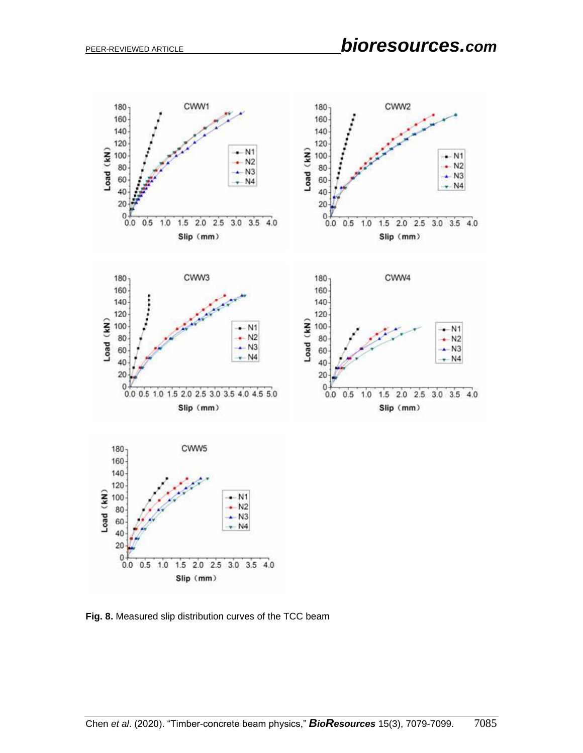**Fig. 8.** Measured slip distribution curves of the TCC beam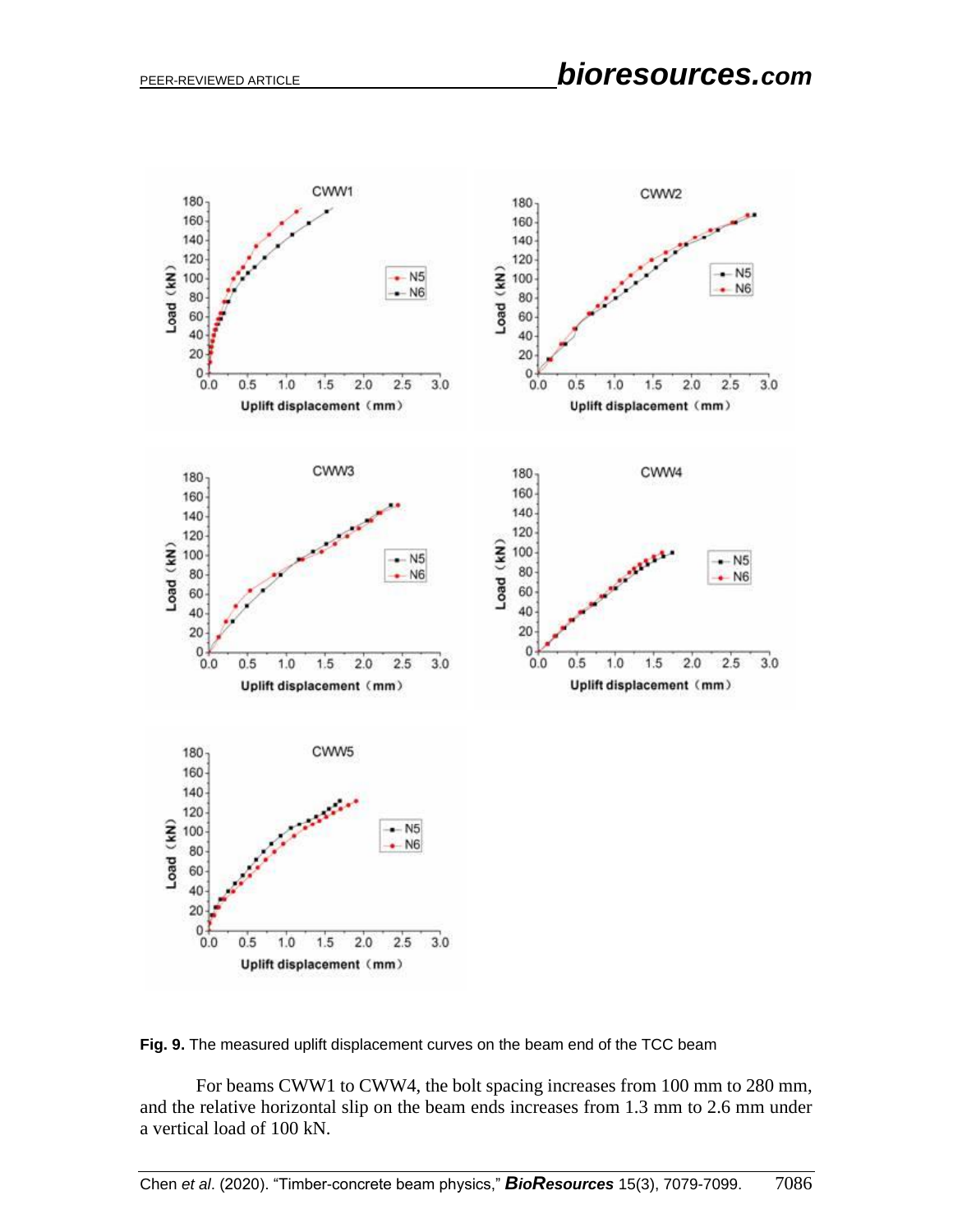**Fig. 9.** The measured uplift displacement curves on the beam end of the TCC beam

For beams CWW1 to CWW4, the bolt spacing increases from 100 mm to 280 mm, and the relative horizontal slip on the beam ends increases from 1.3 mm to 2.6 mm under a vertical load of 100 kN.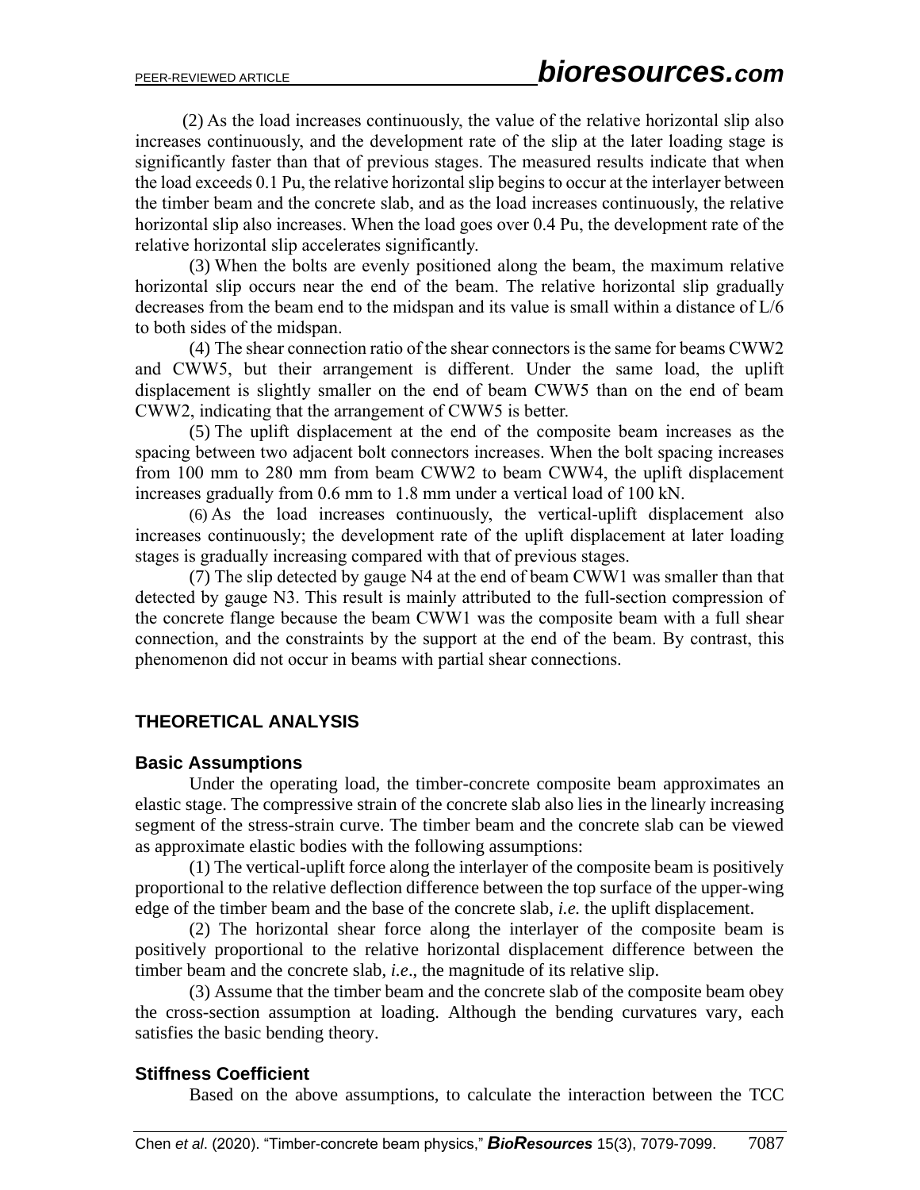(2) As the load increases continuously, the value of the relative horizontal slip also increases continuously, and the development rate of the slip at the later loading stage is significantly faster than that of previous stages. The measured results indicate that when the load exceeds 0.1 Pu, the relative horizontal slip begins to occur at the interlayer between the timber beam and the concrete slab, and as the load increases continuously, the relative horizontal slip also increases. When the load goes over 0.4 Pu, the development rate of the relative horizontal slip accelerates significantly.

(3) When the bolts are evenly positioned along the beam, the maximum relative horizontal slip occurs near the end of the beam. The relative horizontal slip gradually decreases from the beam end to the midspan and its value is small within a distance of L/6 to both sides of the midspan.

(4) The shear connection ratio of the shear connectors is the same for beams CWW2 and CWW5, but their arrangement is different. Under the same load, the uplift displacement is slightly smaller on the end of beam CWW5 than on the end of beam CWW2, indicating that the arrangement of CWW5 is better.

(5) The uplift displacement at the end of the composite beam increases as the spacing between two adjacent bolt connectors increases. When the bolt spacing increases from 100 mm to 280 mm from beam CWW2 to beam CWW4, the uplift displacement increases gradually from 0.6 mm to 1.8 mm under a vertical load of 100 kN.

(6) As the load increases continuously, the vertical-uplift displacement also increases continuously; the development rate of the uplift displacement at later loading stages is gradually increasing compared with that of previous stages.

(7) The slip detected by gauge N4 at the end of beam CWW1 was smaller than that detected by gauge N3. This result is mainly attributed to the full-section compression of the concrete flange because the beam CWW1 was the composite beam with a full shear connection, and the constraints by the support at the end of the beam. By contrast, this phenomenon did not occur in beams with partial shear connections.

## THEORETICAL ANALYSIS

### Basic Assumptions

Under the operating load, the timber-concrete composite beam approximates an elastic stage. The compressive strain of the concrete slab also lies in the linearly increasing segment of the stress-strain curve. The timber beam and the concrete slab can be viewed as approximate elastic bodies with the following assumptions:

(1) The vertical-uplift force along the interlayer of the composite beam is positively proportional to the relative deflection difference between the top surface of the upper-wing edge of the timber beam and the base of the concrete slab, *i.e.* the uplift displacement.

(2) The horizontal shear force along the interlayer of the composite beam is positively proportional to the relative horizontal displacement difference between the timber beam and the concrete slab, *i.e*., the magnitude of its relative slip.

(3) Assume that the timber beam and the concrete slab of the composite beam obey the cross-section assumption at loading. Although the bending curvatures vary, each satisfies the basic bending theory.

### Stiffness Coefficient

Based on the above assumptions, to calculate the interaction between the TCC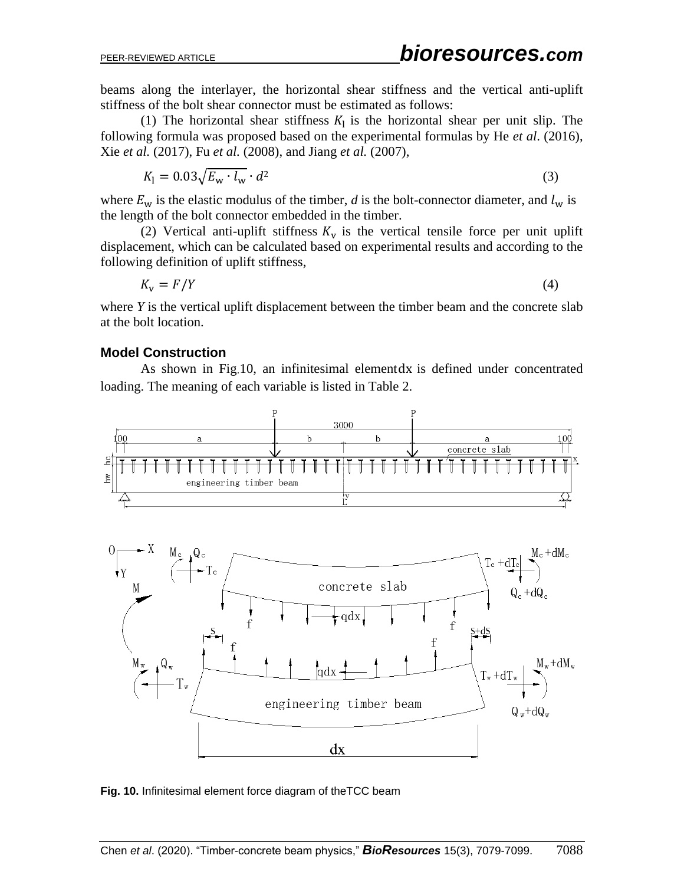beams along the interlayer, the horizontal shear stiffness and the vertical anti-uplift stiffness of the bolt shear connector must be estimated as follows:

(1) The horizontal shear stiffness $K_l$ is the horizontal shear per unit slip. The following formula was proposed based on the experimental formulas by He *et al.* (2016), Xie *et al.* (2017), Fu *et al.* (2008), and Jiang *et al.* (2007),

$$K_l = 0.03\sqrt{E_w \cdot l_w} \cdot d^2 \tag{3}$$

where $E_w$ is the elastic modulus of the timber, $d$ is the bolt-connector diameter, and $l_w$ is the length of the bolt connector embedded in the timber.

(2) Vertical anti-uplift stiffness $K_v$ is the vertical tensile force per unit uplift displacement, which can be calculated based on experimental results and according to the following definition of uplift stiffness,

$$K_v = F/Y \tag{4}$$

where $Y$ is the vertical uplift displacement between the timber beam and the concrete slab at the bolt location.

### Model Construction

As shown in Fig.10, an infinitesimal element $dx$ is defined under concentrated loading. The meaning of each variable is listed in Table 2.

**Fig. 10.** Infinitesimal element force diagram of the TCC beam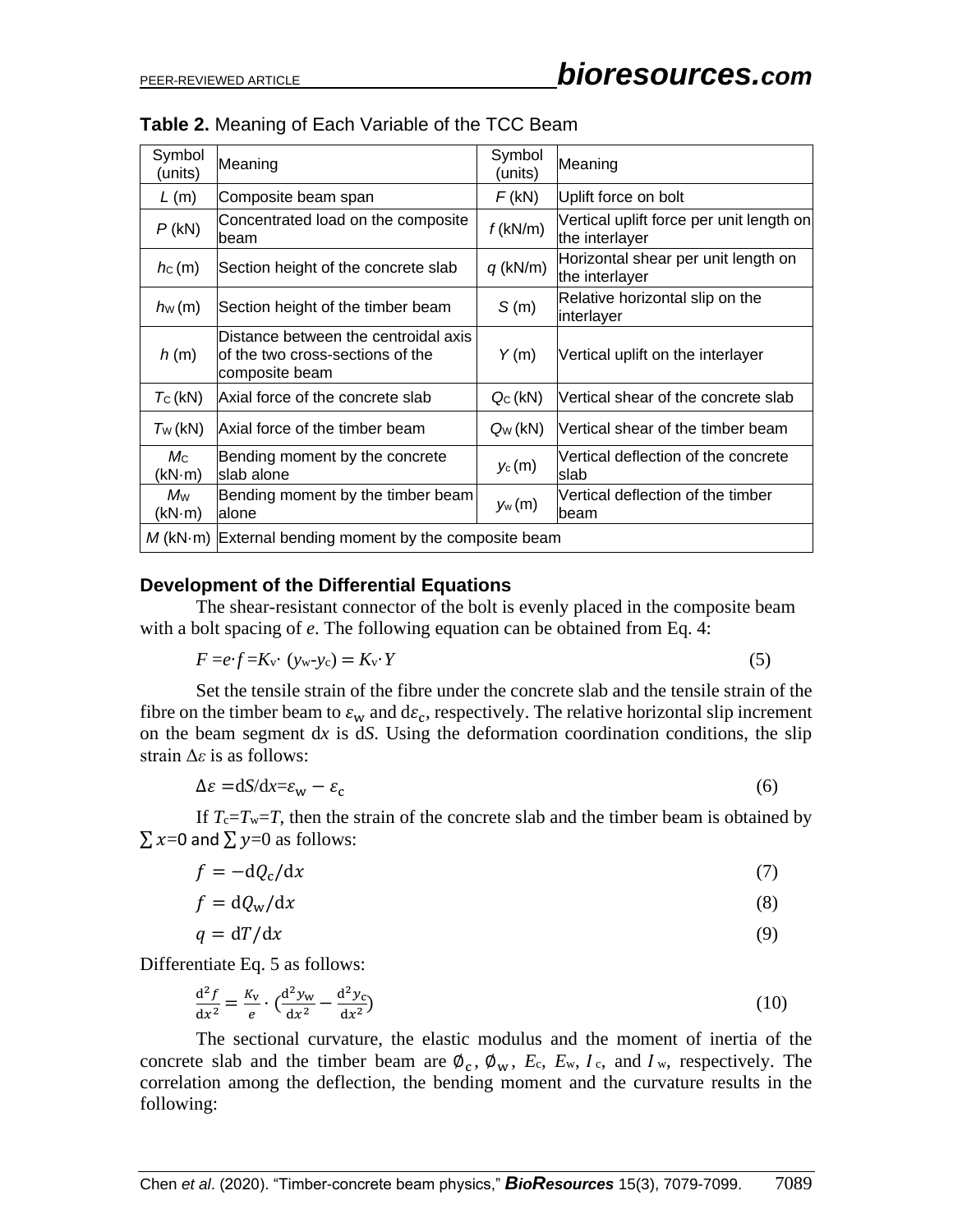**Table 2.** Meaning of Each Variable of the TCC Beam

| Symbol (units) | Meaning | Symbol (units) | Meaning |
|---|---|---|---|
| $L$ (m) | Composite beam span | $F$ (kN) | Uplift force on bolt |
| $P$ (kN) | Concentrated load on the composite beam | $f$ (kN/m) | Vertical uplift force per unit length on the interlayer |
| $h_C$ (m) | Section height of the concrete slab | $q$ (kN/m) | Horizontal shear per unit length on the interlayer |
| $h_W$ (m) | Section height of the timber beam | $S$ (m) | Relative horizontal slip on the interlayer |
| $h$ (m) | Distance between the centroidal axis of the two cross-sections of the composite beam | $Y$ (m) | Vertical uplift on the interlayer |
| $T_C$ (kN) | Axial force of the concrete slab | $Q_C$ (kN) | Vertical shear of the concrete slab |
| $T_W$ (kN) | Axial force of the timber beam | $Q_W$ (kN) | Vertical shear of the timber beam |
| $M_C$ (kN·m) | Bending moment by the concrete slab alone | $y_c$ (m) | Vertical deflection of the concrete slab |
| $M_W$ (kN·m) | Bending moment by the timber beam alone | $y_w$ (m) | Vertical deflection of the timber beam |
| $M$ (kN·m) | External bending moment by the composite beam | | |

### Development of the Differential Equations

The shear-resistant connector of the bolt is evenly placed in the composite beam with a bolt spacing of $e$. The following equation can be obtained from Eq. 4:

$$F = e \cdot f = K_v \cdot (y_w - y_c) = K_v \cdot Y \tag{5}$$

Set the tensile strain of the fibre under the concrete slab and the tensile strain of the fibre on the timber beam to $\varepsilon_w$ and $d\varepsilon_c$, respectively. The relative horizontal slip increment on the beam segment $dx$ is $dS$. Using the deformation coordination conditions, the slip strain $\Delta\varepsilon$ is as follows:

$$\Delta\varepsilon = dS/dx = \varepsilon_w - \varepsilon_c \tag{6}$$

If $T_c = T_w = T$, then the strain of the concrete slab and the timber beam is obtained by $\sum x=0$ and $\sum y=0$ as follows:

$$f = -dQ_c/dx \tag{7}$$

$$f = dQ_w/dx \tag{8}$$

$$q = dT/dx \tag{9}$$

Differentiate Eq. 5 as follows:

$$\frac{d^2 f}{dx^2} = \frac{K_v}{e} \cdot \left(\frac{d^2 y_w}{dx^2} - \frac{d^2 y_c}{dx^2}\right) \tag{10}$$

The sectional curvature, the elastic modulus and the moment of inertia of the concrete slab and the timber beam are $\emptyset_c$, $\emptyset_w$, $E_c$, $E_w$, $I_c$, and $I_w$, respectively. The correlation among the deflection, the bending moment and the curvature results in the following: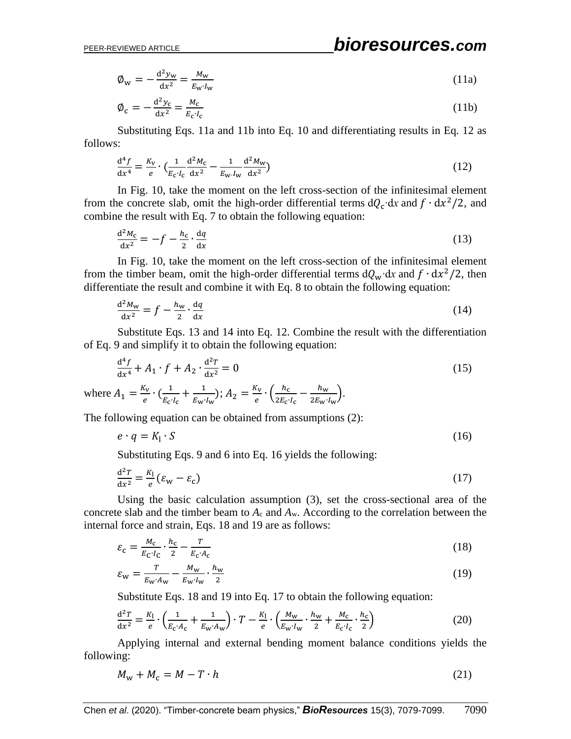$$\emptyset_{\mathrm{w}} = -\frac{\mathrm{d}^2 y_{\mathrm{w}}}{\mathrm{d}x^2} = \frac{M_{\mathrm{w}}}{E_{\mathrm{w}} \cdot I_{\mathrm{w}}} \tag{11a}$$

$$\emptyset_{\mathrm{c}} = -\frac{\mathrm{d}^2 y_{\mathrm{c}}}{\mathrm{d}x^2} = \frac{M_{\mathrm{c}}}{E_{\mathrm{c}} \cdot I_{\mathrm{c}}} \tag{11b}$$

Substituting Eqs. 11a and 11b into Eq. 10 and differentiating results in Eq. 12 as follows:

$$\frac{\mathrm{d}^4 f}{\mathrm{d}x^4} = \frac{K_{\mathrm{v}}}{e} \cdot \left(\frac{1}{E_{\mathrm{c}} \cdot I_{\mathrm{c}}} \frac{\mathrm{d}^2 M_{\mathrm{c}}}{\mathrm{d}x^2} - \frac{1}{E_{\mathrm{w}} \cdot I_{\mathrm{w}}} \frac{\mathrm{d}^2 M_{\mathrm{w}}}{\mathrm{d}x^2}\right) \tag{12}$$

In Fig. 10, take the moment on the left cross-section of the infinitesimal element from the concrete slab, omit the high-order differential terms $\mathrm{d}Q_{\mathrm{c}} \cdot \mathrm{d}x$ and $f \cdot \mathrm{d}x^2/2$, and combine the result with Eq. 7 to obtain the following equation:

$$\frac{\mathrm{d}^2 M_{\mathrm{c}}}{\mathrm{d}x^2} = -f - \frac{h_{\mathrm{c}}}{2} \cdot \frac{\mathrm{d}q}{\mathrm{d}x} \tag{13}$$

In Fig. 10, take the moment on the left cross-section of the infinitesimal element from the timber beam, omit the high-order differential terms $\mathrm{d}Q_{\mathrm{w}} \cdot \mathrm{d}x$ and $f \cdot \mathrm{d}x^2/2$, then differentiate the result and combine it with Eq. 8 to obtain the following equation:

$$\frac{\mathrm{d}^2 M_{\mathrm{w}}}{\mathrm{d}x^2} = f - \frac{h_{\mathrm{w}}}{2} \cdot \frac{\mathrm{d}q}{\mathrm{d}x} \tag{14}$$

Substitute Eqs. 13 and 14 into Eq. 12. Combine the result with the differentiation of Eq. 9 and simplify it to obtain the following equation:

$$\frac{\mathrm{d}^4 f}{\mathrm{d}x^4} + A_1 \cdot f + A_2 \cdot \frac{\mathrm{d}^2 T}{\mathrm{d}x^2} = 0 \tag{15}$$

where $A_1 = \frac{K_{\mathrm{v}}}{e} \cdot \left(\frac{1}{E_{\mathrm{c}} \cdot I_{\mathrm{c}}} + \frac{1}{E_{\mathrm{w}} \cdot I_{\mathrm{w}}}\right)$; $A_2 = \frac{K_{\mathrm{v}}}{e} \cdot \left(\frac{h_{\mathrm{c}}}{2E_{\mathrm{c}} \cdot I_{\mathrm{c}}} - \frac{h_{\mathrm{w}}}{2E_{\mathrm{w}} \cdot I_{\mathrm{w}}}\right)$.

The following equation can be obtained from assumptions (2):

$$e \cdot q = K_{\mathrm{l}} \cdot S \tag{16}$$

Substituting Eqs. 9 and 6 into Eq. 16 yields the following:

$$\frac{\mathrm{d}^2 T}{\mathrm{d}x^2} = \frac{K_{\mathrm{l}}}{e} (\varepsilon_{\mathrm{w}} - \varepsilon_{\mathrm{c}}) \tag{17}$$

Using the basic calculation assumption (3), set the cross-sectional area of the concrete slab and the timber beam to $A_{\mathrm{c}}$ and $A_{\mathrm{w}}$. According to the correlation between the internal force and strain, Eqs. 18 and 19 are as follows:

$$\varepsilon_{\mathrm{c}} = \frac{M_{\mathrm{c}}}{E_{\mathrm{C}} \cdot I_{\mathrm{C}}} \cdot \frac{h_{\mathrm{c}}}{2} - \frac{T}{E_{\mathrm{c}} \cdot A_{\mathrm{c}}} \tag{18}$$

$$\varepsilon_{\mathrm{w}} = \frac{T}{E_{\mathrm{w}} \cdot A_{\mathrm{w}}} - \frac{M_{\mathrm{w}}}{E_{\mathrm{w}} \cdot I_{\mathrm{w}}} \cdot \frac{h_{\mathrm{w}}}{2} \tag{19}$$

Substitute Eqs. 18 and 19 into Eq. 17 to obtain the following equation:

$$\frac{\mathrm{d}^2 T}{\mathrm{d}x^2} = \frac{K_{\mathrm{l}}}{e} \cdot \left(\frac{1}{E_{\mathrm{c}} \cdot A_{\mathrm{c}}} + \frac{1}{E_{\mathrm{w}} \cdot A_{\mathrm{w}}}\right) \cdot T - \frac{K_{\mathrm{l}}}{e} \cdot \left(\frac{M_{\mathrm{w}}}{E_{\mathrm{w}} \cdot I_{\mathrm{w}}} \cdot \frac{h_{\mathrm{w}}}{2} + \frac{M_{\mathrm{c}}}{E_{\mathrm{c}} \cdot I_{\mathrm{c}}} \cdot \frac{h_{\mathrm{c}}}{2}\right) \tag{20}$$

Applying internal and external bending moment balance conditions yields the following:

$$M_{\mathrm{w}} + M_{\mathrm{c}} = M - T \cdot h \tag{21}$$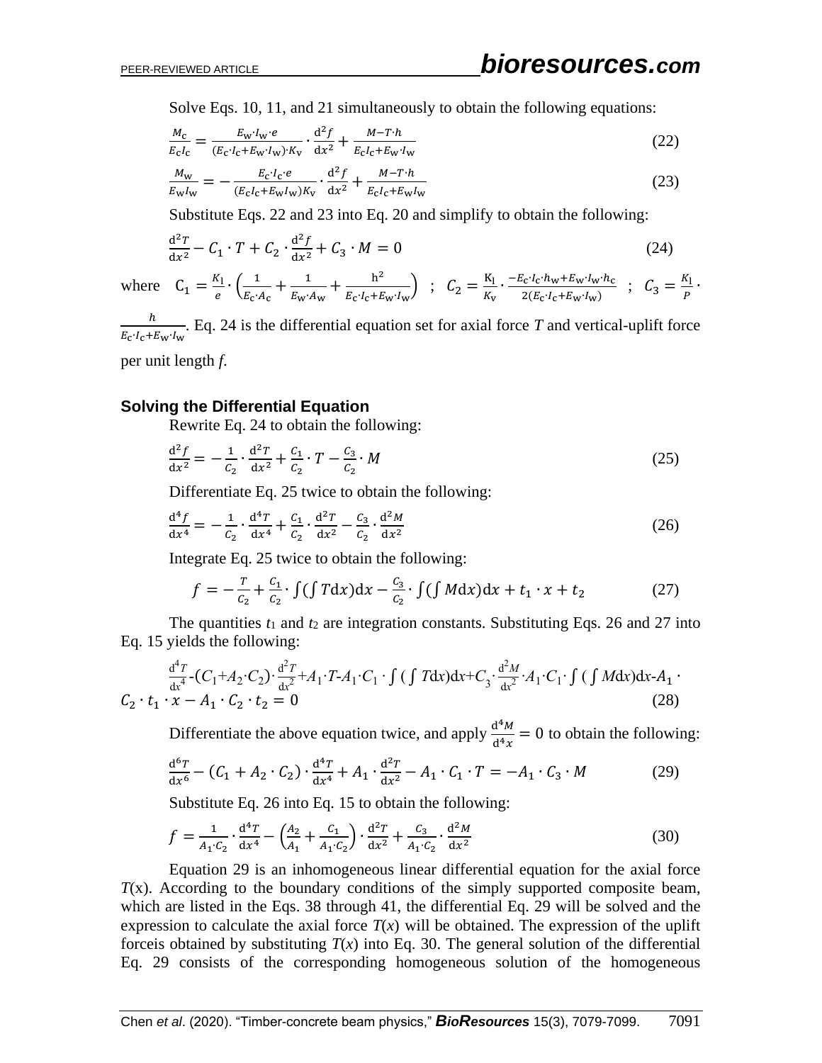Solve Eqs. 10, 11, and 21 simultaneously to obtain the following equations:

$$\frac{M_c}{E_c I_c} = \frac{E_w \cdot I_w \cdot e}{(E_c \cdot I_c + E_w \cdot I_w) \cdot K_v} \cdot \frac{d^2 f}{dx^2} + \frac{M - T \cdot h}{E_c I_c + E_w \cdot I_w} \tag{22}$$

$$\frac{M_w}{E_w I_w} = -\frac{E_c \cdot I_c \cdot e}{(E_c I_c + E_w I_w) K_v} \cdot \frac{d^2 f}{dx^2} + \frac{M - T \cdot h}{E_c I_c + E_w I_w} \tag{23}$$

Substitute Eqs. 22 and 23 into Eq. 20 and simplify to obtain the following:

$$\frac{d^2 T}{dx^2} - C_1 \cdot T + C_2 \cdot \frac{d^2 f}{dx^2} + C_3 \cdot M = 0 \tag{24}$$

where $C_1 = \frac{K_l}{e} \cdot \left( \frac{1}{E_c \cdot A_c} + \frac{1}{E_w \cdot A_w} + \frac{h^2}{E_c \cdot I_c + E_w \cdot I_w} \right)$ ; $C_2 = \frac{K_l}{K_v} \cdot \frac{-E_c \cdot I_c \cdot h_w + E_w \cdot I_w \cdot h_c}{2(E_c \cdot I_c + E_w \cdot I_w)}$ ; $C_3 = \frac{K_l}{P} \cdot \frac{h}{E_c \cdot I_c + E_w \cdot I_w}$. Eq. 24 is the differential equation set for axial force $T$ and vertical-uplift force per unit length $f$.

### Solving the Differential Equation

Rewrite Eq. 24 to obtain the following:

$$\frac{d^2 f}{dx^2} = -\frac{1}{C_2} \cdot \frac{d^2 T}{dx^2} + \frac{C_1}{C_2} \cdot T - \frac{C_3}{C_2} \cdot M \tag{25}$$

Differentiate Eq. 25 twice to obtain the following:

$$\frac{d^4 f}{dx^4} = -\frac{1}{C_2} \cdot \frac{d^4 T}{dx^4} + \frac{C_1}{C_2} \cdot \frac{d^2 T}{dx^2} - \frac{C_3}{C_2} \cdot \frac{d^2 M}{dx^2} \tag{26}$$

Integrate Eq. 25 twice to obtain the following:

$$f = -\frac{T}{C_2} + \frac{C_1}{C_2} \cdot \int \left( \int T dx \right) dx - \frac{C_3}{C_2} \cdot \int \left( \int M dx \right) dx + t_1 \cdot x + t_2 \tag{27}$$

The quantities $t_1$ and $t_2$ are integration constants. Substituting Eqs. 26 and 27 into Eq. 15 yields the following:

$$\frac{d^4 T}{dx^4} - (C_1 + A_2 \cdot C_2) \cdot \frac{d^2 T}{dx^2} + A_1 \cdot T - A_1 \cdot C_1 \cdot \int \left( \int T dx \right) dx + C_3 \cdot \frac{d^2 M}{dx^2} \cdot A_1 \cdot C_1 \cdot \int \left( \int M dx \right) dx - A_1 \cdot C_2 \cdot t_1 \cdot x - A_1 \cdot C_2 \cdot t_2 = 0 \tag{28}$$

Differentiate the above equation twice, and apply $\frac{d^4 M}{d^4 x} = 0$ to obtain the following:

$$\frac{d^6 T}{dx^6} - (C_1 + A_2 \cdot C_2) \cdot \frac{d^4 T}{dx^4} + A_1 \cdot \frac{d^2 T}{dx^2} - A_1 \cdot C_1 \cdot T = -A_1 \cdot C_3 \cdot M \tag{29}$$

Substitute Eq. 26 into Eq. 15 to obtain the following:

$$f = \frac{1}{A_1 \cdot C_2} \cdot \frac{d^4 T}{dx^4} - \left( \frac{A_2}{A_1} + \frac{C_1}{A_1 \cdot C_2} \right) \cdot \frac{d^2 T}{dx^2} + \frac{C_3}{A_1 \cdot C_2} \cdot \frac{d^2 M}{dx^2} \tag{30}$$

Equation 29 is an inhomogeneous linear differential equation for the axial force $T(x)$. According to the boundary conditions of the simply supported composite beam, which are listed in the Eqs. 38 through 41, the differential Eq. 29 will be solved and the expression to calculate the axial force $T(x)$ will be obtained. The expression of the uplift forceis obtained by substituting $T(x)$ into Eq. 30. The general solution of the differential Eq. 29 consists of the corresponding homogeneous solution of the homogeneous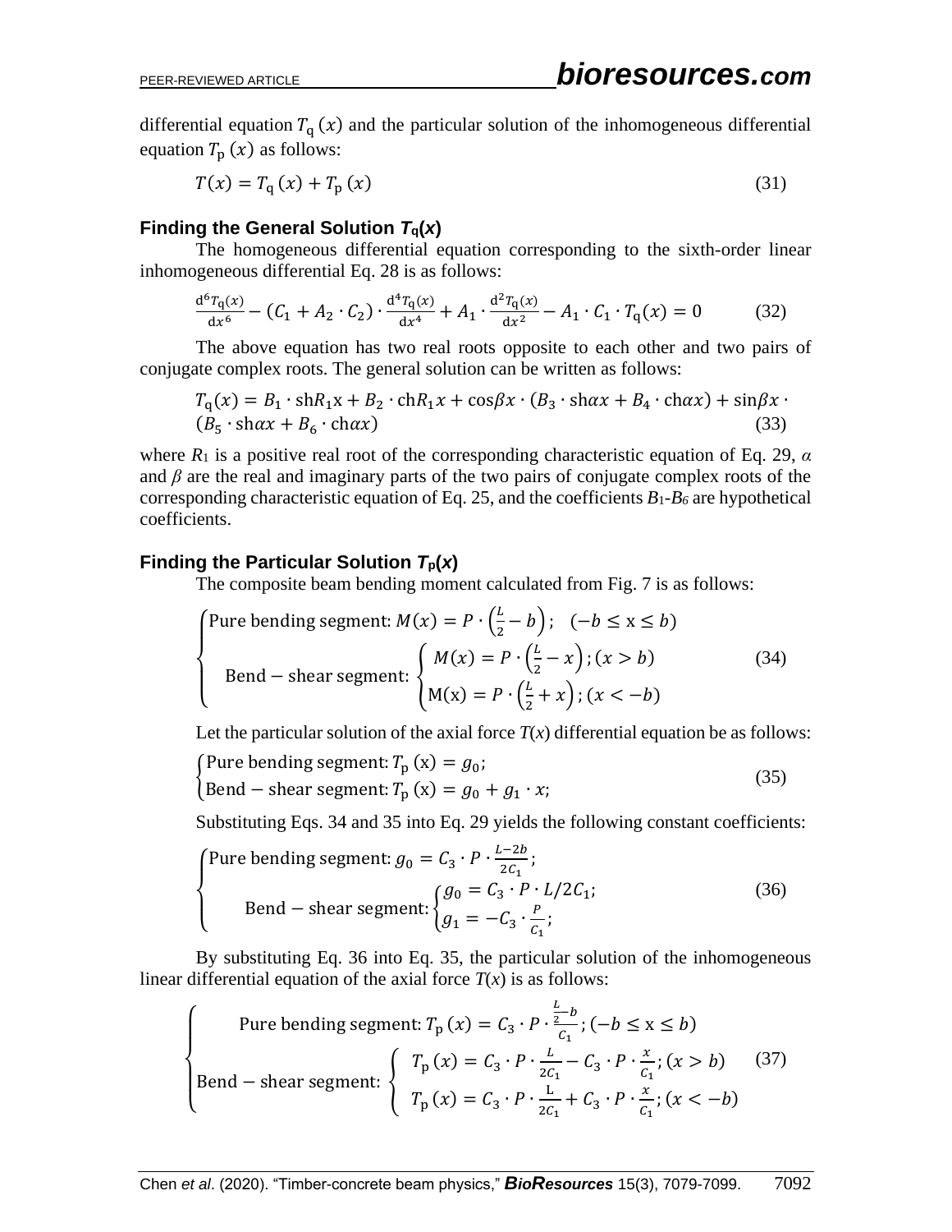differential equation $T_q(x)$ and the particular solution of the inhomogeneous differential equation $T_p(x)$ as follows:

$$T(x) = T_q(x) + T_p(x) \tag{31}$$

### Finding the General Solution $T_q(x)$

The homogeneous differential equation corresponding to the sixth-order linear inhomogeneous differential Eq. 28 is as follows:

$$\frac{d^6 T_q(x)}{dx^6} - (C_1 + A_2 \cdot C_2) \cdot \frac{d^4 T_q(x)}{dx^4} + A_1 \cdot \frac{d^2 T_q(x)}{dx^2} - A_1 \cdot C_1 \cdot T_q(x) = 0 \tag{32}$$

The above equation has two real roots opposite to each other and two pairs of conjugate complex roots. The general solution can be written as follows:

$$T_q(x) = B_1 \cdot \mathrm{sh} R_1 x + B_2 \cdot \mathrm{ch} R_1 x + \cos\beta x \cdot (B_3 \cdot \mathrm{sh}\alpha x + B_4 \cdot \mathrm{ch}\alpha x) + \sin\beta x \cdot (B_5 \cdot \mathrm{sh}\alpha x + B_6 \cdot \mathrm{ch}\alpha x) \tag{33}$$

where $R_1$ is a positive real root of the corresponding characteristic equation of Eq. 29, $\alpha$ and $\beta$ are the real and imaginary parts of the two pairs of conjugate complex roots of the corresponding characteristic equation of Eq. 25, and the coefficients $B_1$-$B_6$ are hypothetical coefficients.

### Finding the Particular Solution $T_p(x)$

The composite beam bending moment calculated from Fig. 7 is as follows:

$$\begin{cases} \text{Pure bending segment: } M(x) = P \cdot \left(\frac{L}{2} - b\right); \quad (-b \le x \le b) \\ \text{Bend} - \text{shear segment: } \begin{cases} M(x) = P \cdot \left(\frac{L}{2} - x\right); (x > b) \\ M(x) = P \cdot \left(\frac{L}{2} + x\right); (x < -b) \end{cases} \end{cases} \tag{34}$$

Let the particular solution of the axial force $T(x)$ differential equation be as follows:

$$\begin{cases} \text{Pure bending segment: } T_p(x) = g_0; \\ \text{Bend} - \text{shear segment: } T_p(x) = g_0 + g_1 \cdot x; \end{cases} \tag{35}$$

Substituting Eqs. 34 and 35 into Eq. 29 yields the following constant coefficients:

$$\begin{cases} \text{Pure bending segment: } g_0 = C_3 \cdot P \cdot \frac{L-2b}{2C_1}; \\ \text{Bend} - \text{shear segment: } \begin{cases} g_0 = C_3 \cdot P \cdot L/2C_1; \\ g_1 = -C_3 \cdot \frac{P}{C_1}; \end{cases} \end{cases} \tag{36}$$

By substituting Eq. 36 into Eq. 35, the particular solution of the inhomogeneous linear differential equation of the axial force $T(x)$ is as follows:

$$\begin{cases} \text{Pure bending segment: } T_p(x) = C_3 \cdot P \cdot \frac{\frac{L}{2} - b}{C_1}; (-b \le x \le b) \\ \text{Bend} - \text{shear segment: } \begin{cases} T_p(x) = C_3 \cdot P \cdot \frac{L}{2C_1} - C_3 \cdot P \cdot \frac{x}{C_1}; (x > b) \\ T_p(x) = C_3 \cdot P \cdot \frac{L}{2C_1} + C_3 \cdot P \cdot \frac{x}{C_1}; (x < -b) \end{cases} \end{cases} \tag{37}$$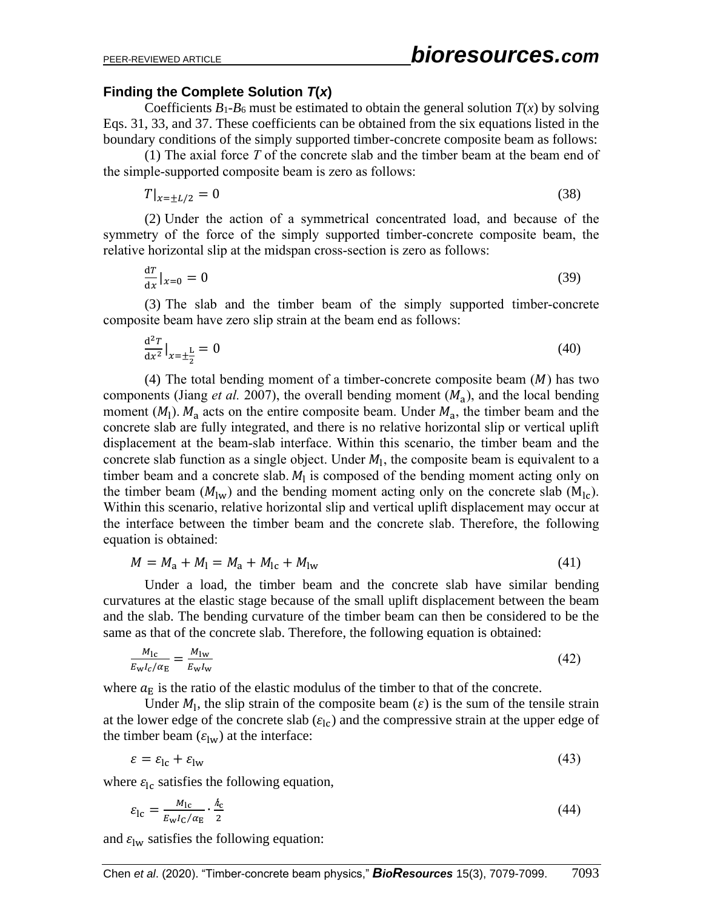### Finding the Complete Solution *T*(*x*)

Coefficients $B_1$-$B_6$ must be estimated to obtain the general solution $T(x)$ by solving Eqs. 31, 33, and 37. These coefficients can be obtained from the six equations listed in the boundary conditions of the simply supported timber-concrete composite beam as follows:

(1) The axial force $T$ of the concrete slab and the timber beam at the beam end of the simple-supported composite beam is zero as follows:

$$T|_{x=\pm L/2} = 0 \tag{38}$$

(2) Under the action of a symmetrical concentrated load, and because of the symmetry of the force of the simply supported timber-concrete composite beam, the relative horizontal slip at the midspan cross-section is zero as follows:

$$\frac{\mathrm{d}T}{\mathrm{d}x}|_{x=0} = 0 \tag{39}$$

(3) The slab and the timber beam of the simply supported timber-concrete composite beam have zero slip strain at the beam end as follows:

$$\frac{\mathrm{d}^2T}{\mathrm{d}x^2}|_{x=\pm\frac{L}{2}} = 0 \tag{40}$$

(4) The total bending moment of a timber-concrete composite beam ($M$) has two components (Jiang *et al.* 2007), the overall bending moment ($M_\mathrm{a}$), and the local bending moment ($M_\mathrm{l}$). $M_\mathrm{a}$ acts on the entire composite beam. Under $M_\mathrm{a}$, the timber beam and the concrete slab are fully integrated, and there is no relative horizontal slip or vertical uplift displacement at the beam-slab interface. Within this scenario, the timber beam and the concrete slab function as a single object. Under $M_\mathrm{l}$, the composite beam is equivalent to a timber beam and a concrete slab. $M_\mathrm{l}$ is composed of the bending moment acting only on the timber beam ($M_\mathrm{lw}$) and the bending moment acting only on the concrete slab ($M_\mathrm{lc}$). Within this scenario, relative horizontal slip and vertical uplift displacement may occur at the interface between the timber beam and the concrete slab. Therefore, the following equation is obtained:

$$M = M_\mathrm{a} + M_\mathrm{l} = M_\mathrm{a} + M_\mathrm{lc} + M_\mathrm{lw} \tag{41}$$

Under a load, the timber beam and the concrete slab have similar bending curvatures at the elastic stage because of the small uplift displacement between the beam and the slab. The bending curvature of the timber beam can then be considered to be the same as that of the concrete slab. Therefore, the following equation is obtained:

$$\frac{M_\mathrm{lc}}{E_\mathrm{w}I_c/\alpha_\mathrm{E}} = \frac{M_\mathrm{lw}}{E_\mathrm{w}I_\mathrm{w}} \tag{42}$$

where $\alpha_\mathrm{E}$ is the ratio of the elastic modulus of the timber to that of the concrete.

Under $M_\mathrm{l}$, the slip strain of the composite beam ($\varepsilon$) is the sum of the tensile strain at the lower edge of the concrete slab ($\varepsilon_\mathrm{lc}$) and the compressive strain at the upper edge of the timber beam ($\varepsilon_\mathrm{lw}$) at the interface:

$$\varepsilon = \varepsilon_\mathrm{lc} + \varepsilon_\mathrm{lw} \tag{43}$$

where $\varepsilon_\mathrm{lc}$ satisfies the following equation,

$$\varepsilon_\mathrm{lc} = \frac{M_\mathrm{lc}}{E_\mathrm{w}I_\mathrm{C}/\alpha_\mathrm{E}} \cdot \frac{h_\mathrm{c}}{2} \tag{44}$$

and $\varepsilon_\mathrm{lw}$ satisfies the following equation: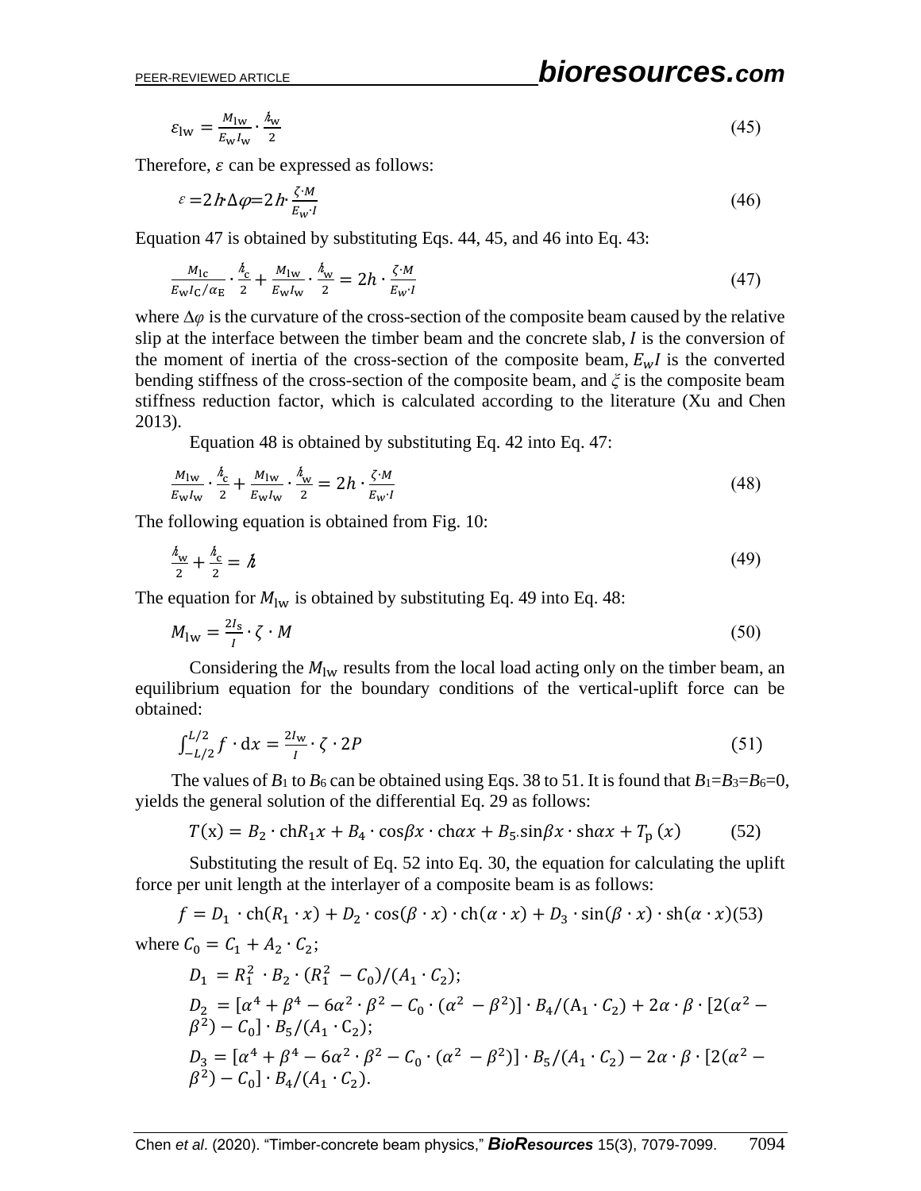$$\varepsilon_{\mathrm{lw}} = \frac{M_{\mathrm{lw}}}{E_{\mathrm{w}} I_{\mathrm{w}}} \cdot \frac{\hbar_{\mathrm{w}}}{2} \tag{45}$$

Therefore, $\varepsilon$ can be expressed as follows:

$$\varepsilon = 2\hbar \cdot \Delta\varphi = 2\hbar \cdot \frac{\zeta \cdot M}{E_w \cdot I} \tag{46}$$

Equation 47 is obtained by substituting Eqs. 44, 45, and 46 into Eq. 43:

$$\frac{M_{\mathrm{lc}}}{E_{\mathrm{w}} I_{\mathrm{C}} / \alpha_{\mathrm{E}}} \cdot \frac{\hbar_{\mathrm{c}}}{2} + \frac{M_{\mathrm{lw}}}{E_{\mathrm{w}} I_{\mathrm{w}}} \cdot \frac{\hbar_{\mathrm{w}}}{2} = 2h \cdot \frac{\zeta \cdot M}{E_w \cdot I} \tag{47}$$

where $\Delta\varphi$ is the curvature of the cross-section of the composite beam caused by the relative slip at the interface between the timber beam and the concrete slab, $I$ is the conversion of the moment of inertia of the cross-section of the composite beam, $E_w I$ is the converted bending stiffness of the cross-section of the composite beam, and $\xi$ is the composite beam stiffness reduction factor, which is calculated according to the literature (Xu and Chen 2013).

Equation 48 is obtained by substituting Eq. 42 into Eq. 47:

$$\frac{M_{\mathrm{lw}}}{E_{\mathrm{w}} I_{\mathrm{w}}} \cdot \frac{\hbar_{\mathrm{c}}}{2} + \frac{M_{\mathrm{lw}}}{E_{\mathrm{w}} I_{\mathrm{w}}} \cdot \frac{\hbar_{\mathrm{w}}}{2} = 2h \cdot \frac{\zeta \cdot M}{E_w \cdot I} \tag{48}$$

The following equation is obtained from Fig. 10:

$$\frac{\hbar_{\mathrm{w}}}{2} + \frac{\hbar_{\mathrm{c}}}{2} = \hbar \tag{49}$$

The equation for $M_{\mathrm{lw}}$ is obtained by substituting Eq. 49 into Eq. 48:

$$M_{\mathrm{lw}} = \frac{2I_{\mathrm{s}}}{I} \cdot \zeta \cdot M \tag{50}$$

Considering the $M_{\mathrm{lw}}$ results from the local load acting only on the timber beam, an equilibrium equation for the boundary conditions of the vertical-uplift force can be obtained:

$$\int_{-L/2}^{L/2} f \cdot \mathrm{d}x = \frac{2I_{\mathrm{w}}}{I} \cdot \zeta \cdot 2P \tag{51}$$

The values of $B_1$ to $B_6$ can be obtained using Eqs. 38 to 51. It is found that $B_1$=$B_3$=$B_6$=0, yields the general solution of the differential Eq. 29 as follows:

$$T(\mathrm{x}) = B_2 \cdot \mathrm{ch} R_1 x + B_4 \cdot \cos\beta x \cdot \mathrm{ch}\alpha x + B_5 \cdot \sin\beta x \cdot \mathrm{sh}\alpha x + T_{\mathrm{p}}(x) \tag{52}$$

Substituting the result of Eq. 52 into Eq. 30, the equation for calculating the uplift force per unit length at the interlayer of a composite beam is as follows:

$$f = D_1 \cdot \mathrm{ch}(R_1 \cdot x) + D_2 \cdot \cos(\beta \cdot x) \cdot \mathrm{ch}(\alpha \cdot x) + D_3 \cdot \sin(\beta \cdot x) \cdot \mathrm{sh}(\alpha \cdot x) \tag{53}$$

where $C_0 = C_1 + A_2 \cdot C_2$;

$D_1 = R_1^2 \cdot B_2 \cdot (R_1^2 - C_0)/(A_1 \cdot C_2)$;

$D_2 = [\alpha^4 + \beta^4 - 6\alpha^2 \cdot \beta^2 - C_0 \cdot (\alpha^2 - \beta^2)] \cdot B_4/(\mathrm{A}_1 \cdot C_2) + 2\alpha \cdot \beta \cdot [2(\alpha^2 - \beta^2) - C_0] \cdot B_5/(A_1 \cdot C_2)$;

$D_3 = [\alpha^4 + \beta^4 - 6\alpha^2 \cdot \beta^2 - C_0 \cdot (\alpha^2 - \beta^2)] \cdot B_5/(A_1 \cdot C_2) - 2\alpha \cdot \beta \cdot [2(\alpha^2 - \beta^2) - C_0] \cdot B_4/(A_1 \cdot C_2)$.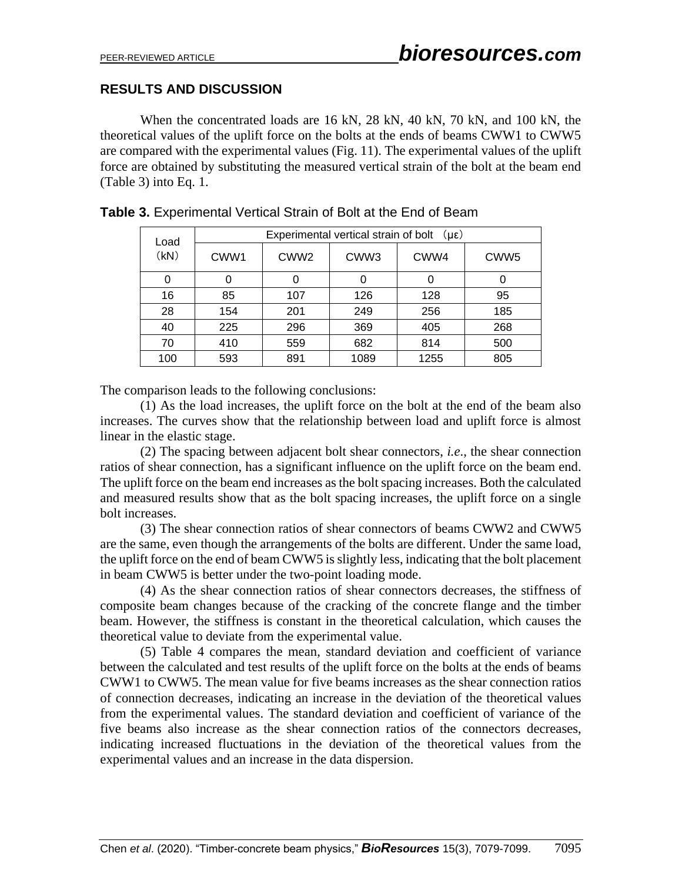## RESULTS AND DISCUSSION

When the concentrated loads are 16 kN, 28 kN, 40 kN, 70 kN, and 100 kN, the theoretical values of the uplift force on the bolts at the ends of beams CWW1 to CWW5 are compared with the experimental values (Fig. 11). The experimental values of the uplift force are obtained by substituting the measured vertical strain of the bolt at the beam end (Table 3) into Eq. 1.

**Table 3.** Experimental Vertical Strain of Bolt at the End of Beam

| Load (kN) | Experimental vertical strain of bolt （με） | | | | |
|---|---|---|---|---|---|
| | CWW1 | CWW2 | CWW3 | CWW4 | CWW5 |
| 0 | 0 | 0 | 0 | 0 | 0 |
| 16 | 85 | 107 | 126 | 128 | 95 |
| 28 | 154 | 201 | 249 | 256 | 185 |
| 40 | 225 | 296 | 369 | 405 | 268 |
| 70 | 410 | 559 | 682 | 814 | 500 |
| 100 | 593 | 891 | 1089 | 1255 | 805 |

The comparison leads to the following conclusions:

(1) As the load increases, the uplift force on the bolt at the end of the beam also increases. The curves show that the relationship between load and uplift force is almost linear in the elastic stage.

(2) The spacing between adjacent bolt shear connectors, *i.e*., the shear connection ratios of shear connection, has a significant influence on the uplift force on the beam end. The uplift force on the beam end increases as the bolt spacing increases. Both the calculated and measured results show that as the bolt spacing increases, the uplift force on a single bolt increases.

(3) The shear connection ratios of shear connectors of beams CWW2 and CWW5 are the same, even though the arrangements of the bolts are different. Under the same load, the uplift force on the end of beam CWW5 is slightly less, indicating that the bolt placement in beam CWW5 is better under the two-point loading mode.

(4) As the shear connection ratios of shear connectors decreases, the stiffness of composite beam changes because of the cracking of the concrete flange and the timber beam. However, the stiffness is constant in the theoretical calculation, which causes the theoretical value to deviate from the experimental value.

(5) Table 4 compares the mean, standard deviation and coefficient of variance between the calculated and test results of the uplift force on the bolts at the ends of beams CWW1 to CWW5. The mean value for five beams increases as the shear connection ratios of connection decreases, indicating an increase in the deviation of the theoretical values from the experimental values. The standard deviation and coefficient of variance of the five beams also increase as the shear connection ratios of the connectors decreases, indicating increased fluctuations in the deviation of the theoretical values from the experimental values and an increase in the data dispersion.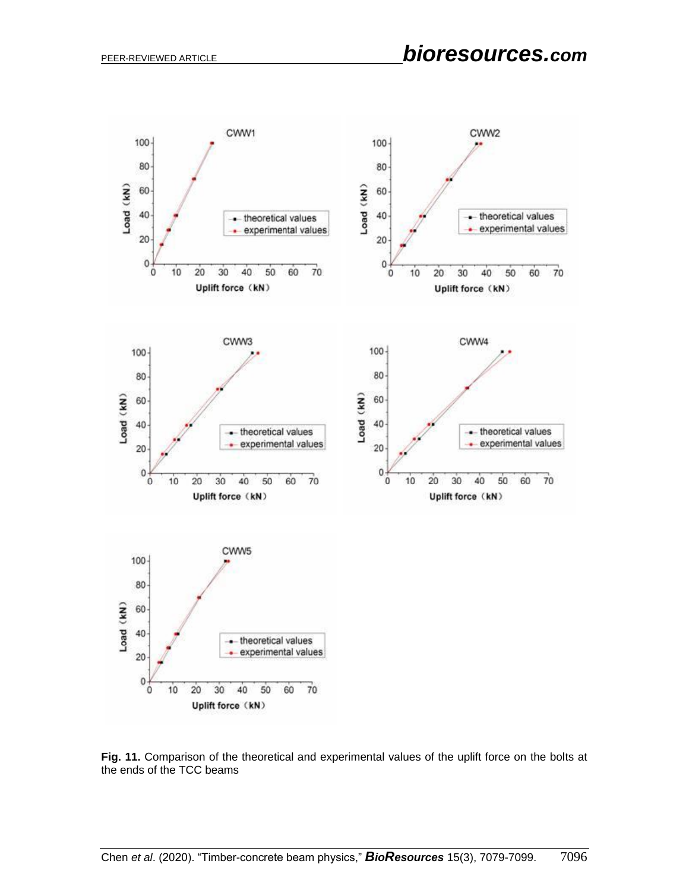**Fig. 11.** Comparison of the theoretical and experimental values of the uplift force on the bolts at the ends of the TCC beams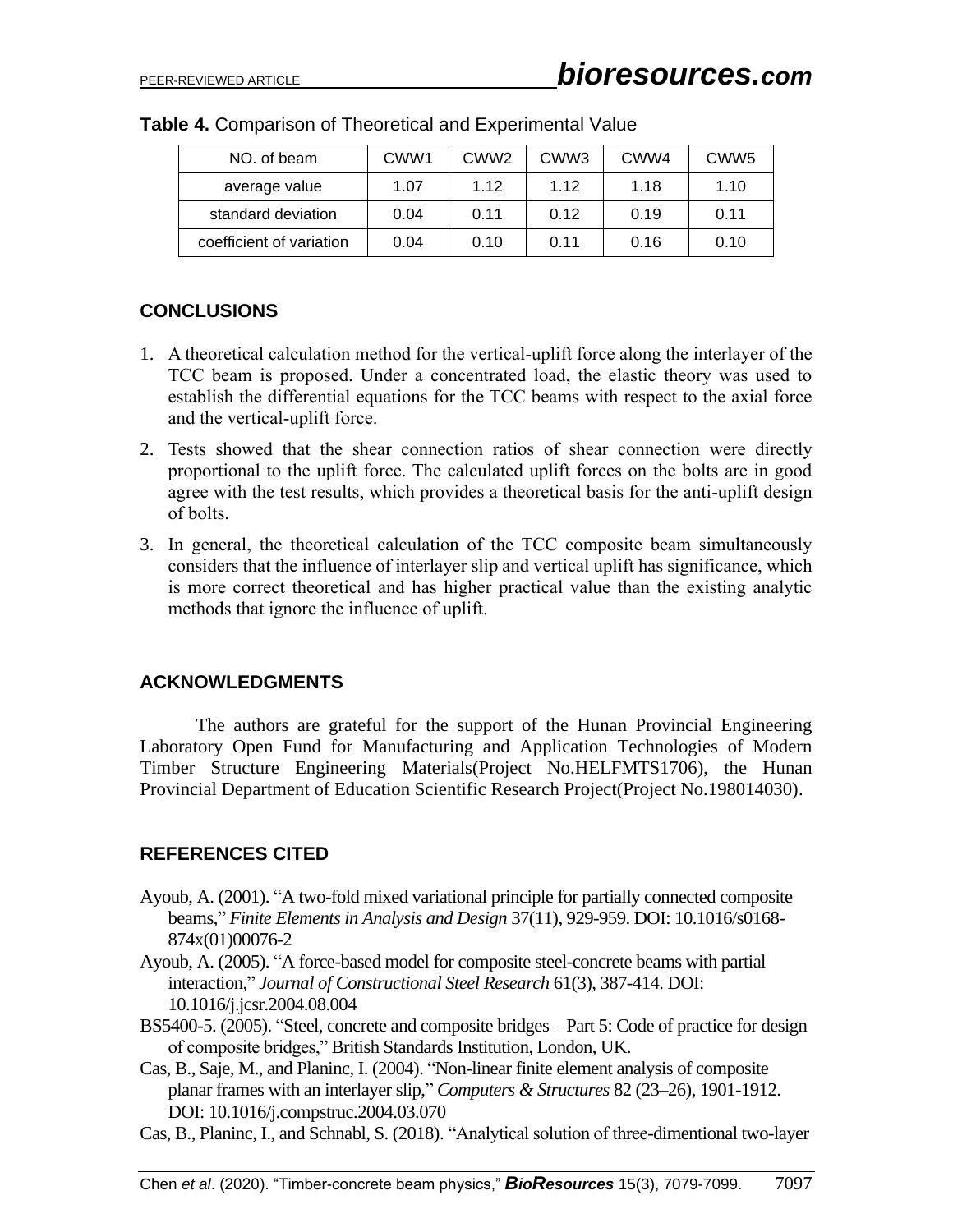**Table 4.** Comparison of Theoretical and Experimental Value

| NO. of beam | CWW1 | CWW2 | CWW3 | CWW4 | CWW5 |
|---|---|---|---|---|---|
| average value | 1.07 | 1.12 | 1.12 | 1.18 | 1.10 |
| standard deviation | 0.04 | 0.11 | 0.12 | 0.19 | 0.11 |
| coefficient of variation | 0.04 | 0.10 | 0.11 | 0.16 | 0.10 |

## CONCLUSIONS

1. A theoretical calculation method for the vertical-uplift force along the interlayer of the TCC beam is proposed. Under a concentrated load, the elastic theory was used to establish the differential equations for the TCC beams with respect to the axial force and the vertical-uplift force.
2. Tests showed that the shear connection ratios of shear connection were directly proportional to the uplift force. The calculated uplift forces on the bolts are in good agree with the test results, which provides a theoretical basis for the anti-uplift design of bolts.
3. In general, the theoretical calculation of the TCC composite beam simultaneously considers that the influence of interlayer slip and vertical uplift has significance, which is more correct theoretical and has higher practical value than the existing analytic methods that ignore the influence of uplift.

## ACKNOWLEDGMENTS

The authors are grateful for the support of the Hunan Provincial Engineering Laboratory Open Fund for Manufacturing and Application Technologies of Modern Timber Structure Engineering Materials(Project No.HELFMTS1706), the Hunan Provincial Department of Education Scientific Research Project(Project No.198014030).

## REFERENCES CITED

Ayoub, A. (2001). "A two-fold mixed variational principle for partially connected composite beams," *Finite Elements in Analysis and Design* 37(11), 929-959. DOI: 10.1016/s0168-874x(01)00076-2

Ayoub, A. (2005). "A force-based model for composite steel-concrete beams with partial interaction," *Journal of Constructional Steel Research* 61(3), 387-414. DOI: 10.1016/j.jcsr.2004.08.004

BS5400-5. (2005). "Steel, concrete and composite bridges – Part 5: Code of practice for design of composite bridges," British Standards Institution, London, UK.

Cas, B., Saje, M., and Planinc, I. (2004). "Non-linear finite element analysis of composite planar frames with an interlayer slip," *Computers & Structures* 82 (23–26), 1901-1912. DOI: 10.1016/j.compstruc.2004.03.070

Cas, B., Planinc, I., and Schnabl, S. (2018). "Analytical solution of three-dimentional two-layer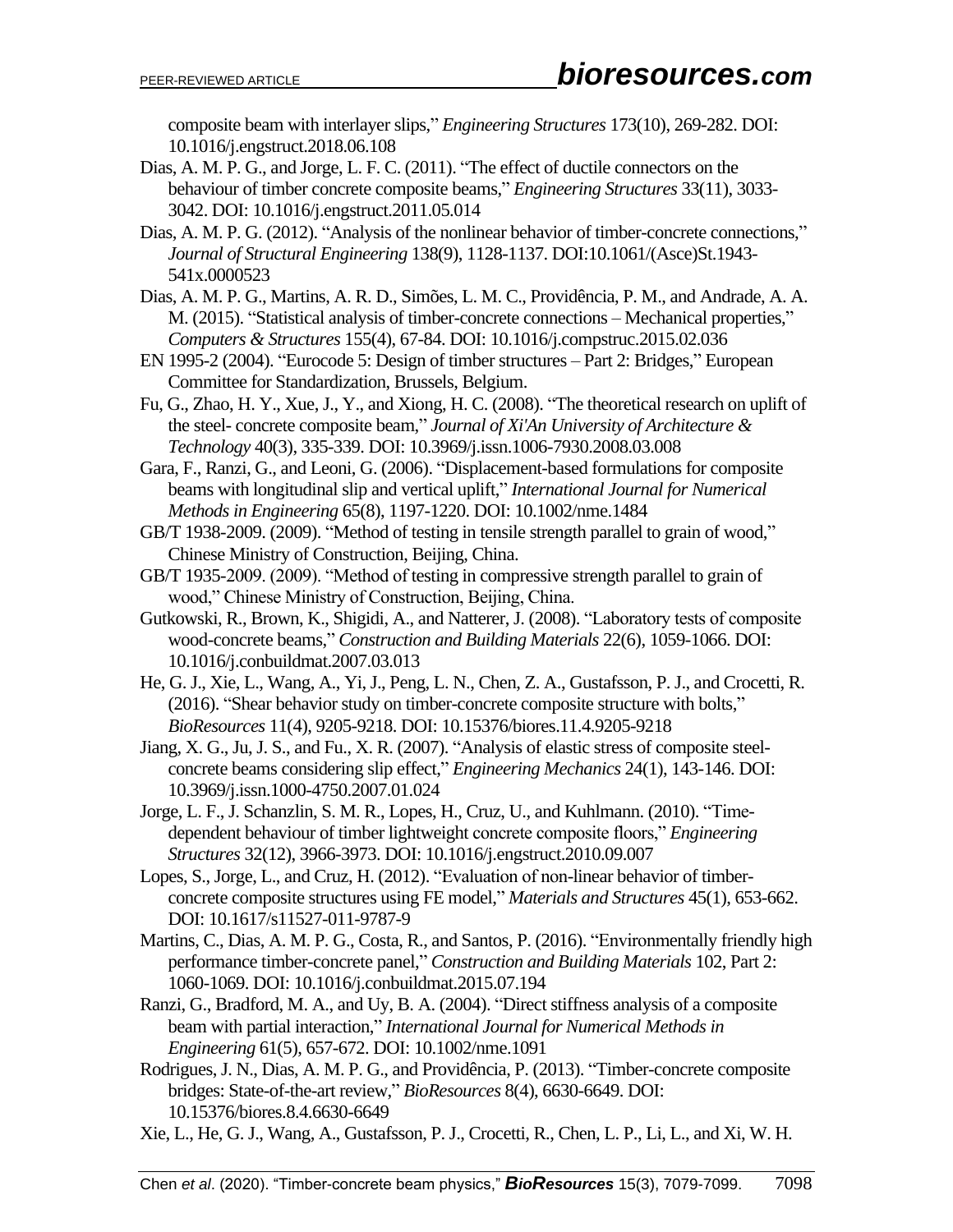composite beam with interlayer slips," *Engineering Structures* 173(10), 269-282. DOI: 10.1016/j.engstruct.2018.06.108

Dias, A. M. P. G., and Jorge, L. F. C. (2011). "The effect of ductile connectors on the behaviour of timber concrete composite beams," *Engineering Structures* 33(11), 3033-3042. DOI: 10.1016/j.engstruct.2011.05.014

Dias, A. M. P. G. (2012). "Analysis of the nonlinear behavior of timber-concrete connections," *Journal of Structural Engineering* 138(9), 1128-1137. DOI:10.1061/(Asce)St.1943-541x.0000523

Dias, A. M. P. G., Martins, A. R. D., Simões, L. M. C., Providência, P. M., and Andrade, A. A. M. (2015). "Statistical analysis of timber-concrete connections – Mechanical properties," *Computers & Structures* 155(4), 67-84. DOI: 10.1016/j.compstruc.2015.02.036

EN 1995-2 (2004). "Eurocode 5: Design of timber structures – Part 2: Bridges," European Committee for Standardization, Brussels, Belgium.

Fu, G., Zhao, H. Y., Xue, J., Y., and Xiong, H. C. (2008). "The theoretical research on uplift of the steel- concrete composite beam," *Journal of Xi'An University of Architecture & Technology* 40(3), 335-339. DOI: 10.3969/j.issn.1006-7930.2008.03.008

Gara, F., Ranzi, G., and Leoni, G. (2006). "Displacement-based formulations for composite beams with longitudinal slip and vertical uplift," *International Journal for Numerical Methods in Engineering* 65(8), 1197-1220. DOI: 10.1002/nme.1484

GB/T 1938-2009. (2009). "Method of testing in tensile strength parallel to grain of wood," Chinese Ministry of Construction, Beijing, China.

GB/T 1935-2009. (2009). "Method of testing in compressive strength parallel to grain of wood," Chinese Ministry of Construction, Beijing, China.

Gutkowski, R., Brown, K., Shigidi, A., and Natterer, J. (2008). "Laboratory tests of composite wood-concrete beams," *Construction and Building Materials* 22(6), 1059-1066. DOI: 10.1016/j.conbuildmat.2007.03.013

He, G. J., Xie, L., Wang, A., Yi, J., Peng, L. N., Chen, Z. A., Gustafsson, P. J., and Crocetti, R. (2016). "Shear behavior study on timber-concrete composite structure with bolts," *BioResources* 11(4), 9205-9218. DOI: 10.15376/biores.11.4.9205-9218

Jiang, X. G., Ju, J. S., and Fu., X. R. (2007). "Analysis of elastic stress of composite steel-concrete beams considering slip effect," *Engineering Mechanics* 24(1), 143-146. DOI: 10.3969/j.issn.1000-4750.2007.01.024

Jorge, L. F., J. Schanzlin, S. M. R., Lopes, H., Cruz, U., and Kuhlmann. (2010). "Time-dependent behaviour of timber lightweight concrete composite floors," *Engineering Structures* 32(12), 3966-3973. DOI: 10.1016/j.engstruct.2010.09.007

Lopes, S., Jorge, L., and Cruz, H. (2012). "Evaluation of non-linear behavior of timber-concrete composite structures using FE model," *Materials and Structures* 45(1), 653-662. DOI: 10.1617/s11527-011-9787-9

Martins, C., Dias, A. M. P. G., Costa, R., and Santos, P. (2016). "Environmentally friendly high performance timber-concrete panel," *Construction and Building Materials* 102, Part 2: 1060-1069. DOI: 10.1016/j.conbuildmat.2015.07.194

Ranzi, G., Bradford, M. A., and Uy, B. A. (2004). "Direct stiffness analysis of a composite beam with partial interaction," *International Journal for Numerical Methods in Engineering* 61(5), 657-672. DOI: 10.1002/nme.1091

Rodrigues, J. N., Dias, A. M. P. G., and Providência, P. (2013). "Timber-concrete composite bridges: State-of-the-art review," *BioResources* 8(4), 6630-6649. DOI: 10.15376/biores.8.4.6630-6649

Xie, L., He, G. J., Wang, A., Gustafsson, P. J., Crocetti, R., Chen, L. P., Li, L., and Xi, W. H.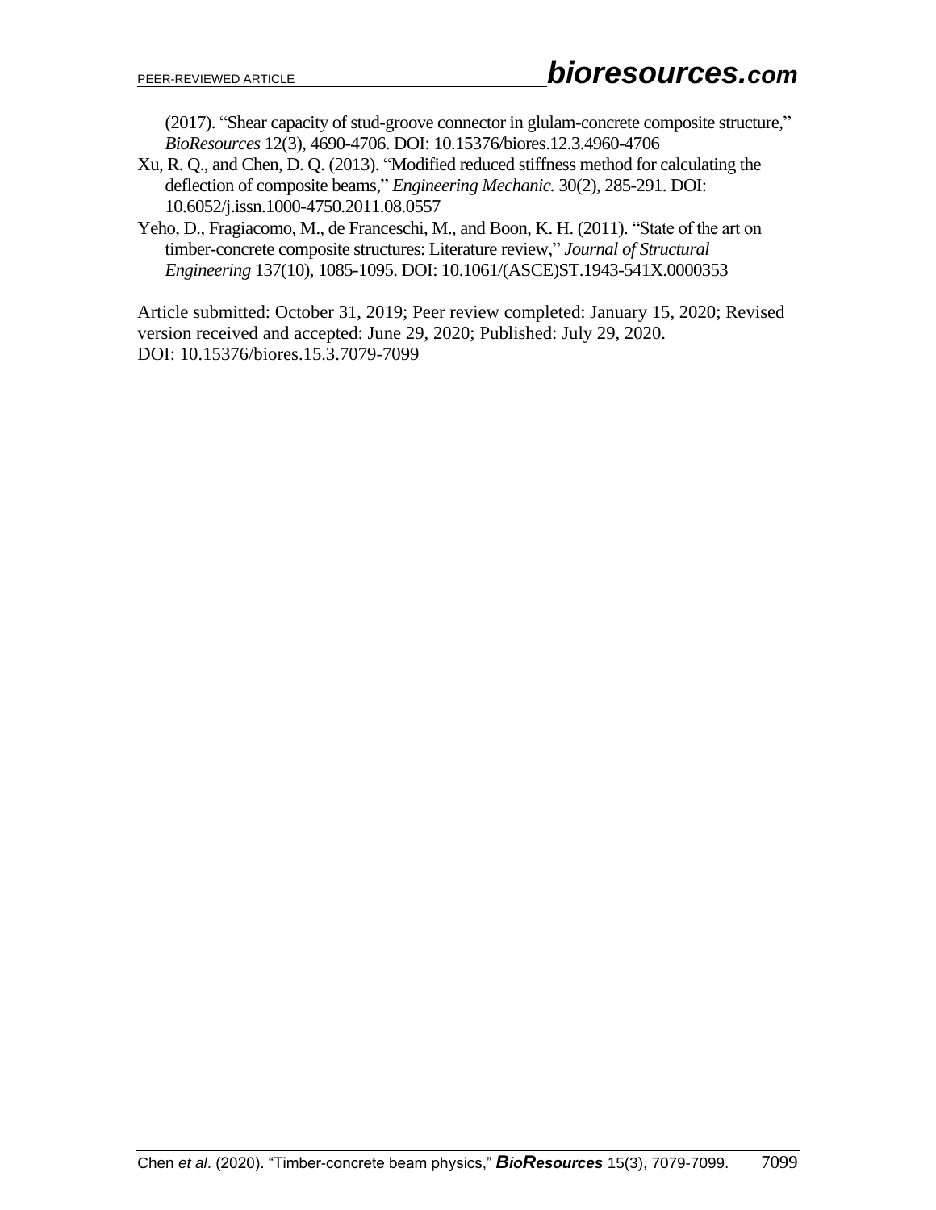(2017). "Shear capacity of stud-groove connector in glulam-concrete composite structure," *BioResources* 12(3), 4690-4706. DOI: 10.15376/biores.12.3.4960-4706

Xu, R. Q., and Chen, D. Q. (2013). "Modified reduced stiffness method for calculating the deflection of composite beams," *Engineering Mechanic.* 30(2), 285-291. DOI: 10.6052/j.issn.1000-4750.2011.08.0557

Yeho, D., Fragiacomo, M., de Franceschi, M., and Boon, K. H. (2011). "State of the art on timber-concrete composite structures: Literature review," *Journal of Structural Engineering* 137(10), 1085-1095. DOI: 10.1061/(ASCE)ST.1943-541X.0000353

Article submitted: October 31, 2019; Peer review completed: January 15, 2020; Revised version received and accepted: June 29, 2020; Published: July 29, 2020.
DOI: 10.15376/biores.15.3.7079-7099